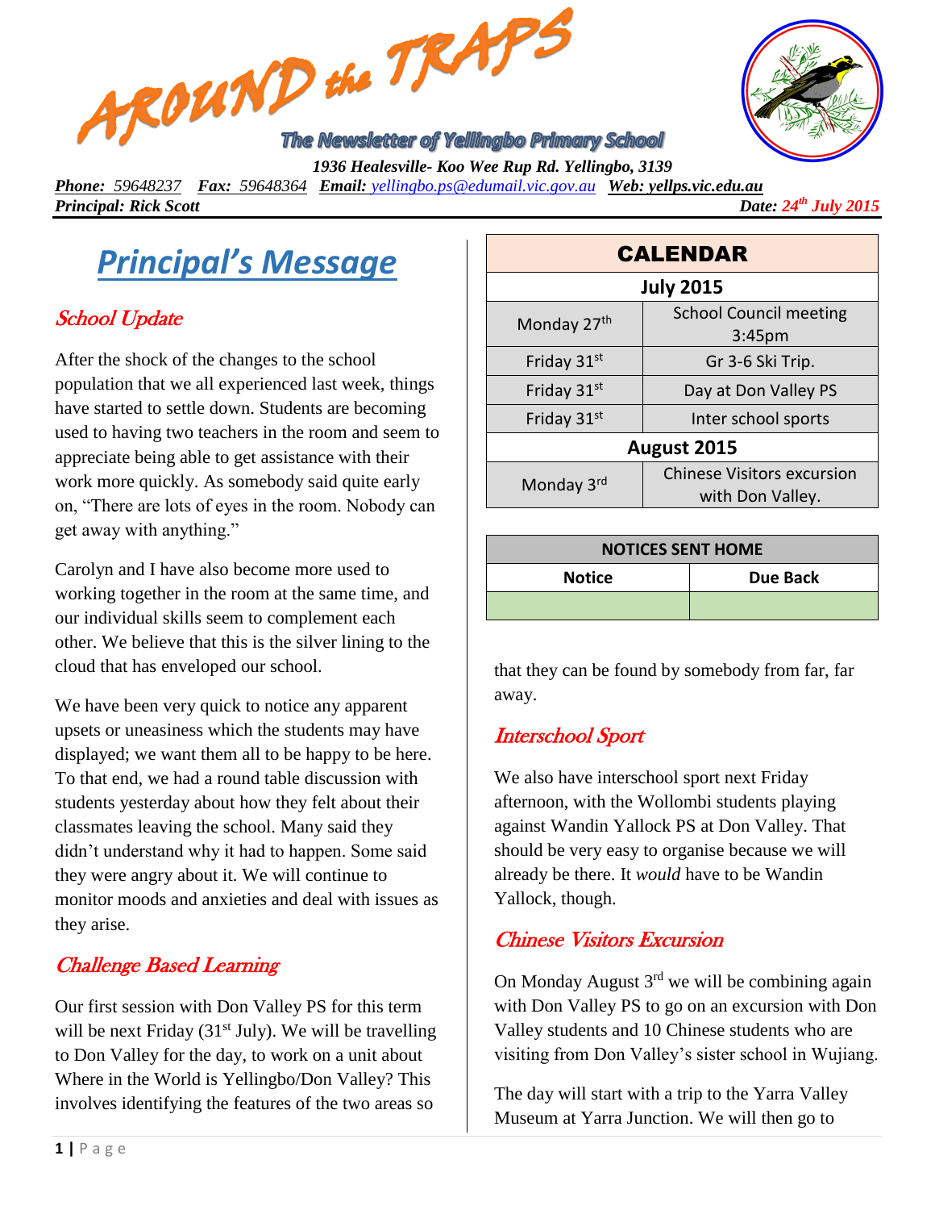# AROUND the TRAPS

**The Newsletter of Yellingbo Primary School**

***1936 Healesville- Koo Wee Rup Rd. Yellingbo, 3139***

***Phone:*** *59648237* ***Fax:*** *59648364* ***Email:*** *yellingbo.ps@edumail.vic.gov.au* ***Web:*** ***yellps.vic.edu.au***

***Principal: Rick Scott***

***Date: 24th July 2015***

## Principal's Message

### School Update

After the shock of the changes to the school population that we all experienced last week, things have started to settle down. Students are becoming used to having two teachers in the room and seem to appreciate being able to get assistance with their work more quickly. As somebody said quite early on, "There are lots of eyes in the room. Nobody can get away with anything."

Carolyn and I have also become more used to working together in the room at the same time, and our individual skills seem to complement each other. We believe that this is the silver lining to the cloud that has enveloped our school.

We have been very quick to notice any apparent upsets or uneasiness which the students may have displayed; we want them all to be happy to be here. To that end, we had a round table discussion with students yesterday about how they felt about their classmates leaving the school. Many said they didn't understand why it had to happen. Some said they were angry about it. We will continue to monitor moods and anxieties and deal with issues as they arise.

### Challenge Based Learning

Our first session with Don Valley PS for this term will be next Friday (31st July). We will be travelling to Don Valley for the day, to work on a unit about Where in the World is Yellingbo/Don Valley? This involves identifying the features of the two areas so that they can be found by somebody from far, far away.

| CALENDAR | |
|---|---|
| **July 2015** | |
| Monday 27th | School Council meeting 3:45pm |
| Friday 31st | Gr 3-6 Ski Trip. |
| Friday 31st | Day at Don Valley PS |
| Friday 31st | Inter school sports |
| **August 2015** | |
| Monday 3rd | Chinese Visitors excursion with Don Valley. |

| NOTICES SENT HOME | |
|---|---|
| **Notice** | **Due Back** |
| | |

### Interschool Sport

We also have interschool sport next Friday afternoon, with the Wollombi students playing against Wandin Yallock PS at Don Valley. That should be very easy to organise because we will already be there. It *would* have to be Wandin Yallock, though.

### Chinese Visitors Excursion

On Monday August 3rd we will be combining again with Don Valley PS to go on an excursion with Don Valley students and 10 Chinese students who are visiting from Don Valley's sister school in Wujiang.

The day will start with a trip to the Yarra Valley Museum at Yarra Junction. We will then go to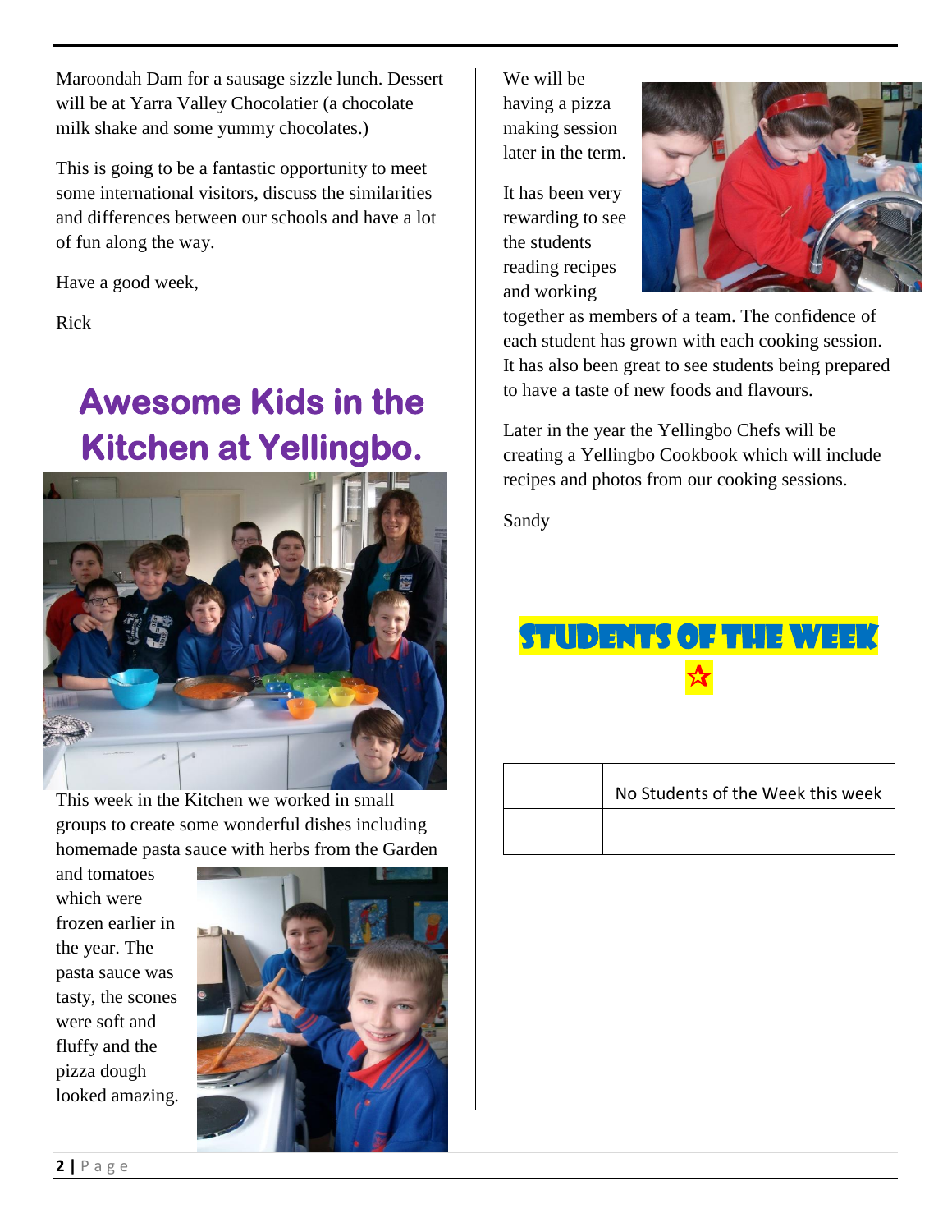Maroondah Dam for a sausage sizzle lunch. Dessert will be at Yarra Valley Chocolatier (a chocolate milk shake and some yummy chocolates.)

This is going to be a fantastic opportunity to meet some international visitors, discuss the similarities and differences between our schools and have a lot of fun along the way.

Have a good week,

Rick

# Awesome Kids in the Kitchen at Yellingbo.

This week in the Kitchen we worked in small groups to create some wonderful dishes including homemade pasta sauce with herbs from the Garden and tomatoes which were frozen earlier in the year. The pasta sauce was tasty, the scones were soft and fluffy and the pizza dough looked amazing.

We will be having a pizza making session later in the term.

It has been very rewarding to see the students reading recipes and working together as members of a team. The confidence of each student has grown with each cooking session. It has also been great to see students being prepared to have a taste of new foods and flavours.

Later in the year the Yellingbo Chefs will be creating a Yellingbo Cookbook which will include recipes and photos from our cooking sessions.

Sandy

# Students of the Week

☆

| | |
|---|---|
| | No Students of the Week this week |
| | |